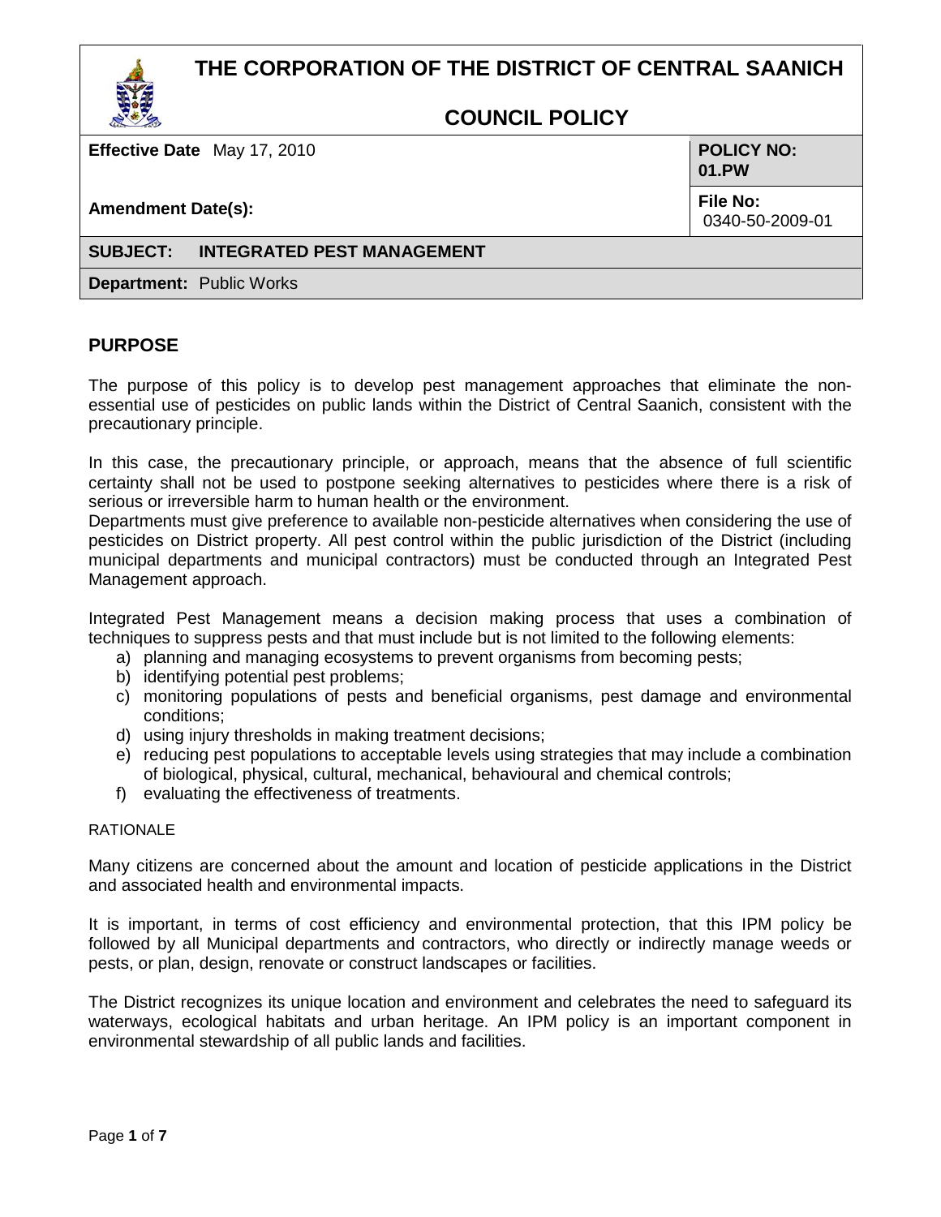# THE CORPORATION OF THE DISTRICT OF CENTRAL SAANICH

## COUNCIL POLICY

| **Effective Date** May 17, 2010 | **POLICY NO:** 01.PW |
| --- | --- |
| **Amendment Date(s):** | **File No:** 0340-50-2009-01 |
| **SUBJECT: INTEGRATED PEST MANAGEMENT** | |
| **Department:** Public Works | |

## PURPOSE

The purpose of this policy is to develop pest management approaches that eliminate the non-essential use of pesticides on public lands within the District of Central Saanich, consistent with the precautionary principle.

In this case, the precautionary principle, or approach, means that the absence of full scientific certainty shall not be used to postpone seeking alternatives to pesticides where there is a risk of serious or irreversible harm to human health or the environment.
Departments must give preference to available non-pesticide alternatives when considering the use of pesticides on District property. All pest control within the public jurisdiction of the District (including municipal departments and municipal contractors) must be conducted through an Integrated Pest Management approach.

Integrated Pest Management means a decision making process that uses a combination of techniques to suppress pests and that must include but is not limited to the following elements:

a) planning and managing ecosystems to prevent organisms from becoming pests;
b) identifying potential pest problems;
c) monitoring populations of pests and beneficial organisms, pest damage and environmental conditions;
d) using injury thresholds in making treatment decisions;
e) reducing pest populations to acceptable levels using strategies that may include a combination of biological, physical, cultural, mechanical, behavioural and chemical controls;
f) evaluating the effectiveness of treatments.

RATIONALE

Many citizens are concerned about the amount and location of pesticide applications in the District and associated health and environmental impacts.

It is important, in terms of cost efficiency and environmental protection, that this IPM policy be followed by all Municipal departments and contractors, who directly or indirectly manage weeds or pests, or plan, design, renovate or construct landscapes or facilities.

The District recognizes its unique location and environment and celebrates the need to safeguard its waterways, ecological habitats and urban heritage. An IPM policy is an important component in environmental stewardship of all public lands and facilities.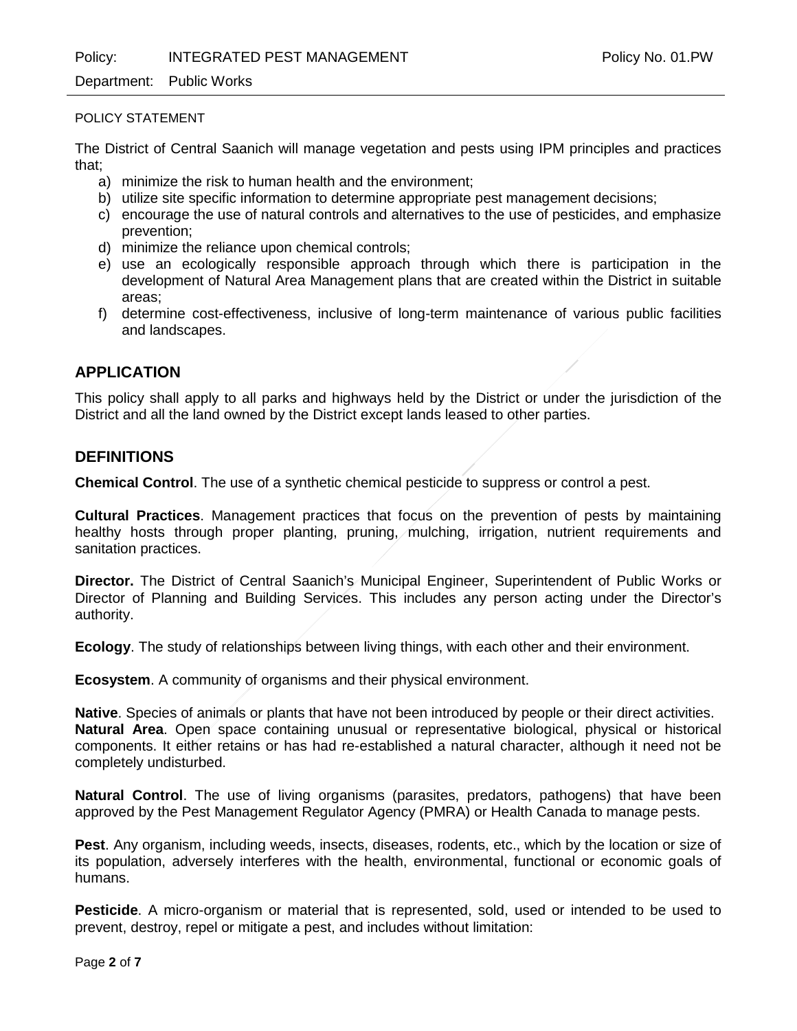POLICY STATEMENT

The District of Central Saanich will manage vegetation and pests using IPM principles and practices that;

a) minimize the risk to human health and the environment;
b) utilize site specific information to determine appropriate pest management decisions;
c) encourage the use of natural controls and alternatives to the use of pesticides, and emphasize prevention;
d) minimize the reliance upon chemical controls;
e) use an ecologically responsible approach through which there is participation in the development of Natural Area Management plans that are created within the District in suitable areas;
f) determine cost-effectiveness, inclusive of long-term maintenance of various public facilities and landscapes.

## APPLICATION

This policy shall apply to all parks and highways held by the District or under the jurisdiction of the District and all the land owned by the District except lands leased to other parties.

## DEFINITIONS

**Chemical Control**. The use of a synthetic chemical pesticide to suppress or control a pest.

**Cultural Practices**. Management practices that focus on the prevention of pests by maintaining healthy hosts through proper planting, pruning, mulching, irrigation, nutrient requirements and sanitation practices.

**Director.** The District of Central Saanich's Municipal Engineer, Superintendent of Public Works or Director of Planning and Building Services. This includes any person acting under the Director's authority.

**Ecology**. The study of relationships between living things, with each other and their environment.

**Ecosystem**. A community of organisms and their physical environment.

**Native**. Species of animals or plants that have not been introduced by people or their direct activities.

**Natural Area**. Open space containing unusual or representative biological, physical or historical components. It either retains or has had re-established a natural character, although it need not be completely undisturbed.

**Natural Control**. The use of living organisms (parasites, predators, pathogens) that have been approved by the Pest Management Regulator Agency (PMRA) or Health Canada to manage pests.

**Pest**. Any organism, including weeds, insects, diseases, rodents, etc., which by the location or size of its population, adversely interferes with the health, environmental, functional or economic goals of humans.

**Pesticide**. A micro-organism or material that is represented, sold, used or intended to be used to prevent, destroy, repel or mitigate a pest, and includes without limitation: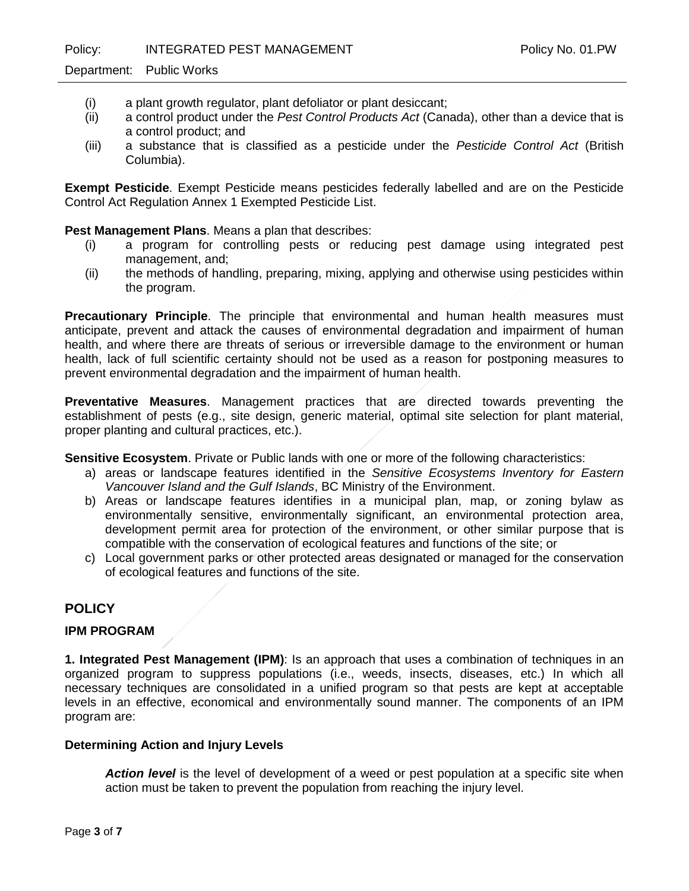(i) a plant growth regulator, plant defoliator or plant desiccant;
(ii) a control product under the *Pest Control Products Act* (Canada), other than a device that is a control product; and
(iii) a substance that is classified as a pesticide under the *Pesticide Control Act* (British Columbia).

**Exempt Pesticide**. Exempt Pesticide means pesticides federally labelled and are on the Pesticide Control Act Regulation Annex 1 Exempted Pesticide List.

**Pest Management Plans**. Means a plan that describes:

(i) a program for controlling pests or reducing pest damage using integrated pest management, and;
(ii) the methods of handling, preparing, mixing, applying and otherwise using pesticides within the program.

**Precautionary Principle**. The principle that environmental and human health measures must anticipate, prevent and attack the causes of environmental degradation and impairment of human health, and where there are threats of serious or irreversible damage to the environment or human health, lack of full scientific certainty should not be used as a reason for postponing measures to prevent environmental degradation and the impairment of human health.

**Preventative Measures**. Management practices that are directed towards preventing the establishment of pests (e.g., site design, generic material, optimal site selection for plant material, proper planting and cultural practices, etc.).

**Sensitive Ecosystem**. Private or Public lands with one or more of the following characteristics:

a) areas or landscape features identified in the *Sensitive Ecosystems Inventory for Eastern Vancouver Island and the Gulf Islands*, BC Ministry of the Environment.
b) Areas or landscape features identifies in a municipal plan, map, or zoning bylaw as environmentally sensitive, environmentally significant, an environmental protection area, development permit area for protection of the environment, or other similar purpose that is compatible with the conservation of ecological features and functions of the site; or
c) Local government parks or other protected areas designated or managed for the conservation of ecological features and functions of the site.

## POLICY

### IPM PROGRAM

**1. Integrated Pest Management (IPM)**: Is an approach that uses a combination of techniques in an organized program to suppress populations (i.e., weeds, insects, diseases, etc.) In which all necessary techniques are consolidated in a unified program so that pests are kept at acceptable levels in an effective, economical and environmentally sound manner. The components of an IPM program are:

#### Determining Action and Injury Levels

***Action level*** is the level of development of a weed or pest population at a specific site when action must be taken to prevent the population from reaching the injury level.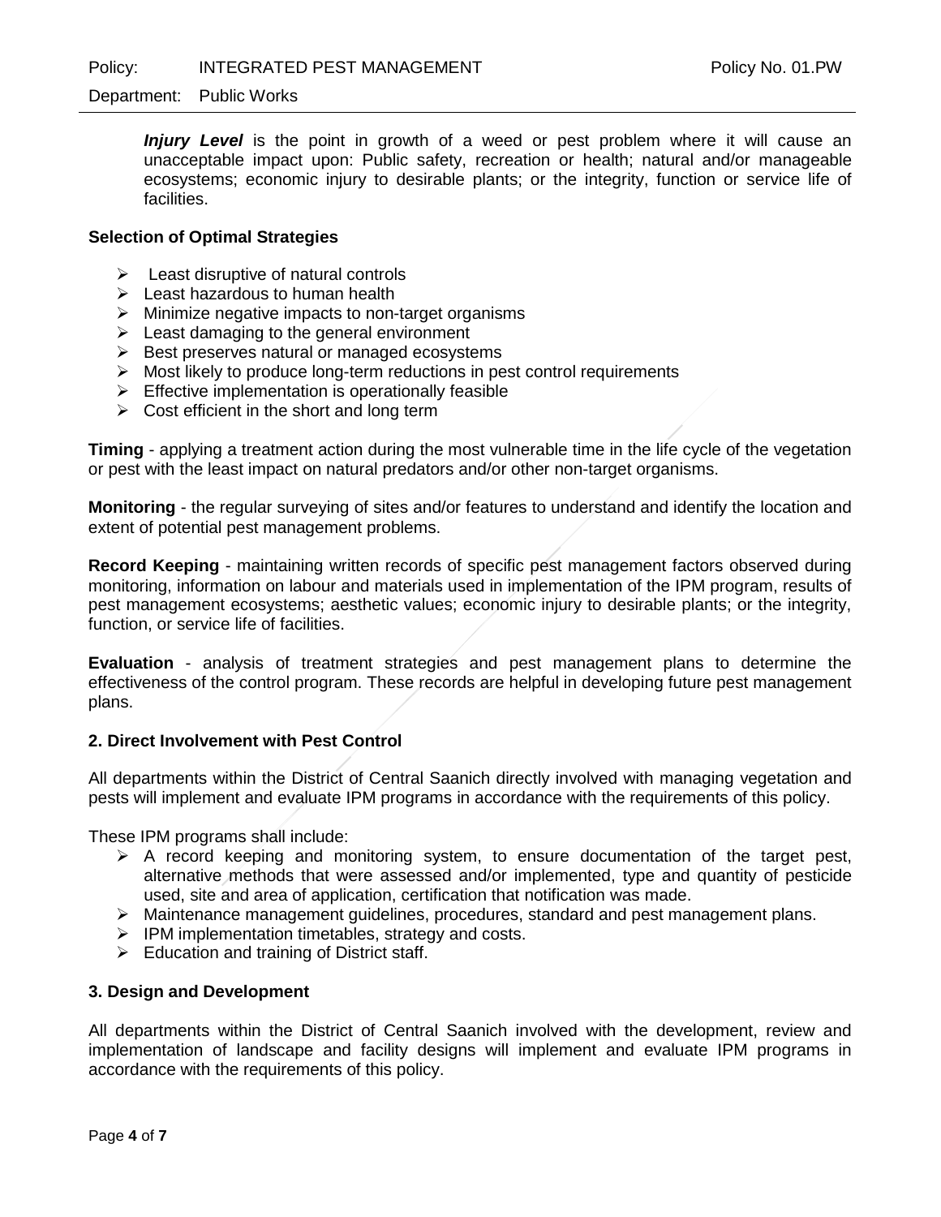***Injury Level*** is the point in growth of a weed or pest problem where it will cause an unacceptable impact upon: Public safety, recreation or health; natural and/or manageable ecosystems; economic injury to desirable plants; or the integrity, function or service life of facilities.

**Selection of Optimal Strategies**

- Least disruptive of natural controls
- Least hazardous to human health
- Minimize negative impacts to non-target organisms
- Least damaging to the general environment
- Best preserves natural or managed ecosystems
- Most likely to produce long-term reductions in pest control requirements
- Effective implementation is operationally feasible
- Cost efficient in the short and long term

**Timing** - applying a treatment action during the most vulnerable time in the life cycle of the vegetation or pest with the least impact on natural predators and/or other non-target organisms.

**Monitoring** - the regular surveying of sites and/or features to understand and identify the location and extent of potential pest management problems.

**Record Keeping** - maintaining written records of specific pest management factors observed during monitoring, information on labour and materials used in implementation of the IPM program, results of pest management ecosystems; aesthetic values; economic injury to desirable plants; or the integrity, function, or service life of facilities.

**Evaluation** - analysis of treatment strategies and pest management plans to determine the effectiveness of the control program. These records are helpful in developing future pest management plans.

**2. Direct Involvement with Pest Control**

All departments within the District of Central Saanich directly involved with managing vegetation and pests will implement and evaluate IPM programs in accordance with the requirements of this policy.

These IPM programs shall include:

- A record keeping and monitoring system, to ensure documentation of the target pest, alternative methods that were assessed and/or implemented, type and quantity of pesticide used, site and area of application, certification that notification was made.
- Maintenance management guidelines, procedures, standard and pest management plans.
- IPM implementation timetables, strategy and costs.
- Education and training of District staff.

**3. Design and Development**

All departments within the District of Central Saanich involved with the development, review and implementation of landscape and facility designs will implement and evaluate IPM programs in accordance with the requirements of this policy.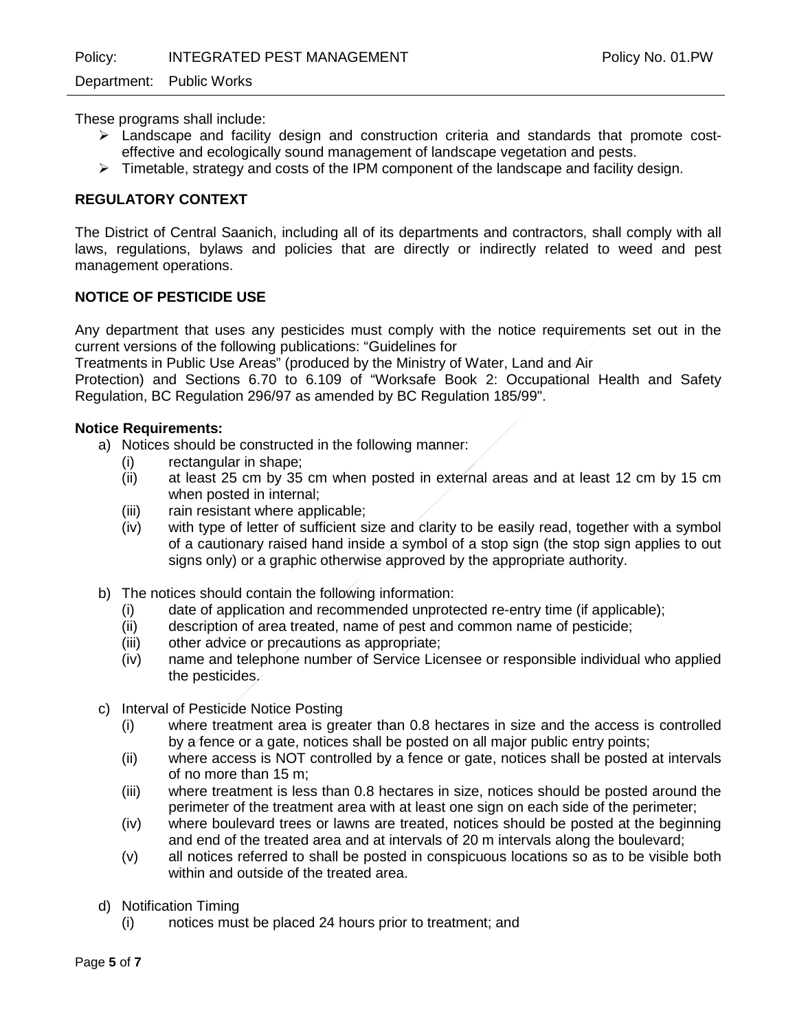These programs shall include:

- Landscape and facility design and construction criteria and standards that promote cost-effective and ecologically sound management of landscape vegetation and pests.
- Timetable, strategy and costs of the IPM component of the landscape and facility design.

## REGULATORY CONTEXT

The District of Central Saanich, including all of its departments and contractors, shall comply with all laws, regulations, bylaws and policies that are directly or indirectly related to weed and pest management operations.

## NOTICE OF PESTICIDE USE

Any department that uses any pesticides must comply with the notice requirements set out in the current versions of the following publications: "Guidelines for Treatments in Public Use Areas" (produced by the Ministry of Water, Land and Air Protection) and Sections 6.70 to 6.109 of "Worksafe Book 2: Occupational Health and Safety Regulation, BC Regulation 296/97 as amended by BC Regulation 185/99".

**Notice Requirements:**

a) Notices should be constructed in the following manner:
   - (i) rectangular in shape;
   - (ii) at least 25 cm by 35 cm when posted in external areas and at least 12 cm by 15 cm when posted in internal;
   - (iii) rain resistant where applicable;
   - (iv) with type of letter of sufficient size and clarity to be easily read, together with a symbol of a cautionary raised hand inside a symbol of a stop sign (the stop sign applies to out signs only) or a graphic otherwise approved by the appropriate authority.

b) The notices should contain the following information:
   - (i) date of application and recommended unprotected re-entry time (if applicable);
   - (ii) description of area treated, name of pest and common name of pesticide;
   - (iii) other advice or precautions as appropriate;
   - (iv) name and telephone number of Service Licensee or responsible individual who applied the pesticides.

c) Interval of Pesticide Notice Posting
   - (i) where treatment area is greater than 0.8 hectares in size and the access is controlled by a fence or a gate, notices shall be posted on all major public entry points;
   - (ii) where access is NOT controlled by a fence or gate, notices shall be posted at intervals of no more than 15 m;
   - (iii) where treatment is less than 0.8 hectares in size, notices should be posted around the perimeter of the treatment area with at least one sign on each side of the perimeter;
   - (iv) where boulevard trees or lawns are treated, notices should be posted at the beginning and end of the treated area and at intervals of 20 m intervals along the boulevard;
   - (v) all notices referred to shall be posted in conspicuous locations so as to be visible both within and outside of the treated area.

d) Notification Timing
   - (i) notices must be placed 24 hours prior to treatment; and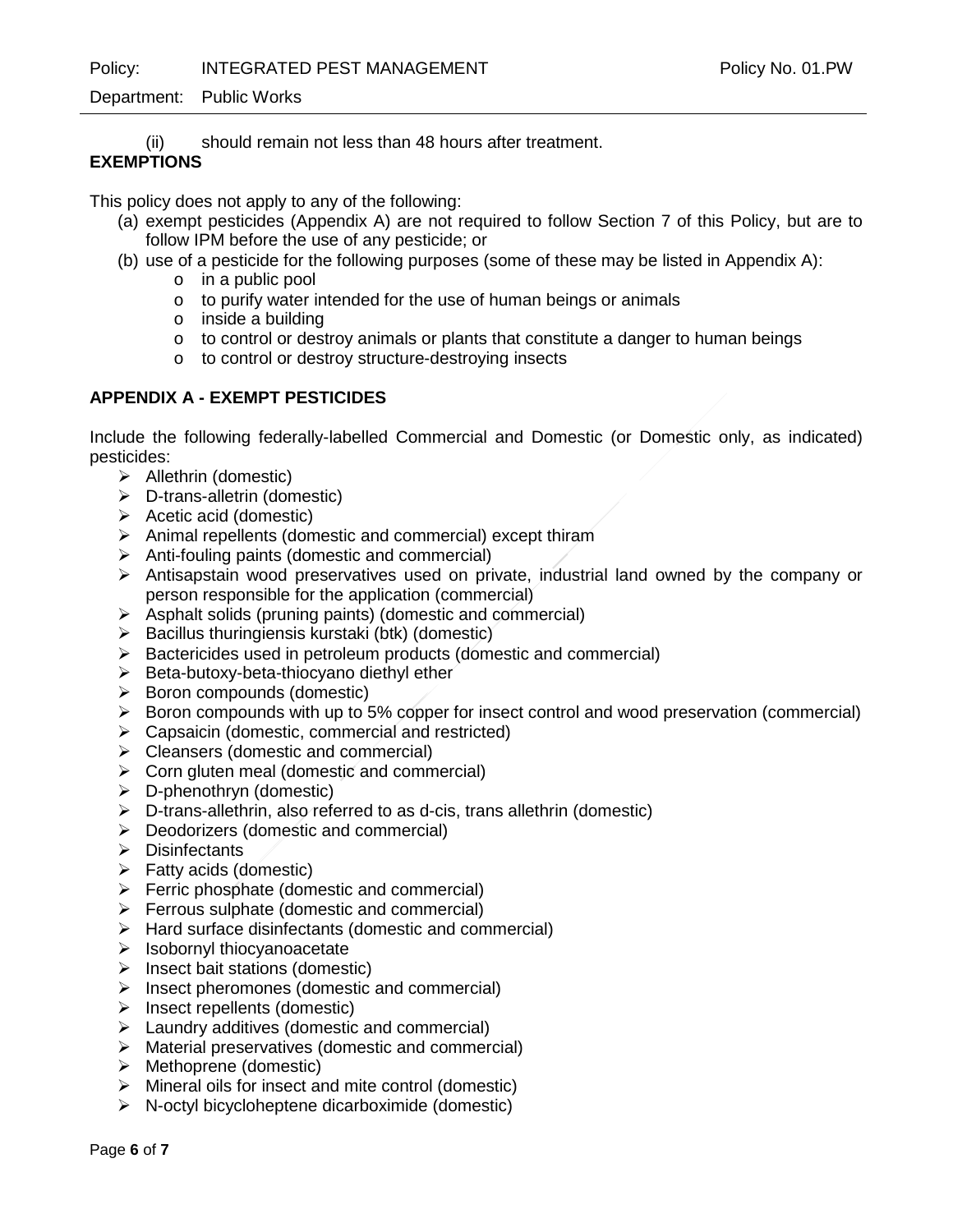(ii) should remain not less than 48 hours after treatment.

**EXEMPTIONS**

This policy does not apply to any of the following:

(a) exempt pesticides (Appendix A) are not required to follow Section 7 of this Policy, but are to follow IPM before the use of any pesticide; or

(b) use of a pesticide for the following purposes (some of these may be listed in Appendix A):

- in a public pool
- to purify water intended for the use of human beings or animals
- inside a building
- to control or destroy animals or plants that constitute a danger to human beings
- to control or destroy structure-destroying insects

**APPENDIX A - EXEMPT PESTICIDES**

Include the following federally-labelled Commercial and Domestic (or Domestic only, as indicated) pesticides:

- Allethrin (domestic)
- D-trans-alletrin (domestic)
- Acetic acid (domestic)
- Animal repellents (domestic and commercial) except thiram
- Anti-fouling paints (domestic and commercial)
- Antisapstain wood preservatives used on private, industrial land owned by the company or person responsible for the application (commercial)
- Asphalt solids (pruning paints) (domestic and commercial)
- Bacillus thuringiensis kurstaki (btk) (domestic)
- Bactericides used in petroleum products (domestic and commercial)
- Beta-butoxy-beta-thiocyano diethyl ether
- Boron compounds (domestic)
- Boron compounds with up to 5% copper for insect control and wood preservation (commercial)
- Capsaicin (domestic, commercial and restricted)
- Cleansers (domestic and commercial)
- Corn gluten meal (domestic and commercial)
- D-phenothryn (domestic)
- D-trans-allethrin, also referred to as d-cis, trans allethrin (domestic)
- Deodorizers (domestic and commercial)
- Disinfectants
- Fatty acids (domestic)
- Ferric phosphate (domestic and commercial)
- Ferrous sulphate (domestic and commercial)
- Hard surface disinfectants (domestic and commercial)
- Isobornyl thiocyanoacetate
- Insect bait stations (domestic)
- Insect pheromones (domestic and commercial)
- Insect repellents (domestic)
- Laundry additives (domestic and commercial)
- Material preservatives (domestic and commercial)
- Methoprene (domestic)
- Mineral oils for insect and mite control (domestic)
- N-octyl bicycloheptene dicarboximide (domestic)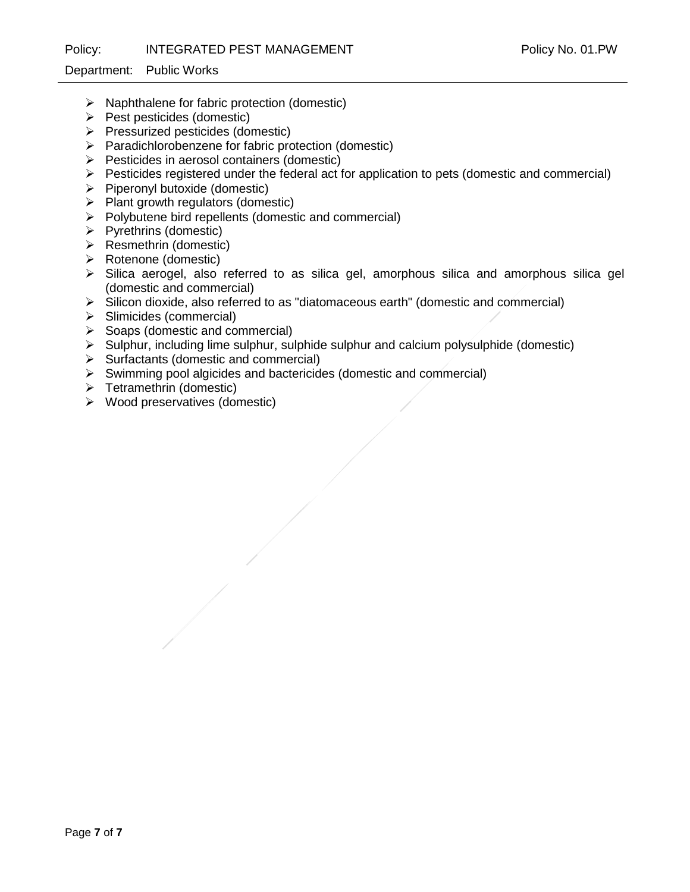- Naphthalene for fabric protection (domestic)
- Pest pesticides (domestic)
- Pressurized pesticides (domestic)
- Paradichlorobenzene for fabric protection (domestic)
- Pesticides in aerosol containers (domestic)
- Pesticides registered under the federal act for application to pets (domestic and commercial)
- Piperonyl butoxide (domestic)
- Plant growth regulators (domestic)
- Polybutene bird repellents (domestic and commercial)
- Pyrethrins (domestic)
- Resmethrin (domestic)
- Rotenone (domestic)
- Silica aerogel, also referred to as silica gel, amorphous silica and amorphous silica gel (domestic and commercial)
- Silicon dioxide, also referred to as "diatomaceous earth" (domestic and commercial)
- Slimicides (commercial)
- Soaps (domestic and commercial)
- Sulphur, including lime sulphur, sulphide sulphur and calcium polysulphide (domestic)
- Surfactants (domestic and commercial)
- Swimming pool algicides and bactericides (domestic and commercial)
- Tetramethrin (domestic)
- Wood preservatives (domestic)